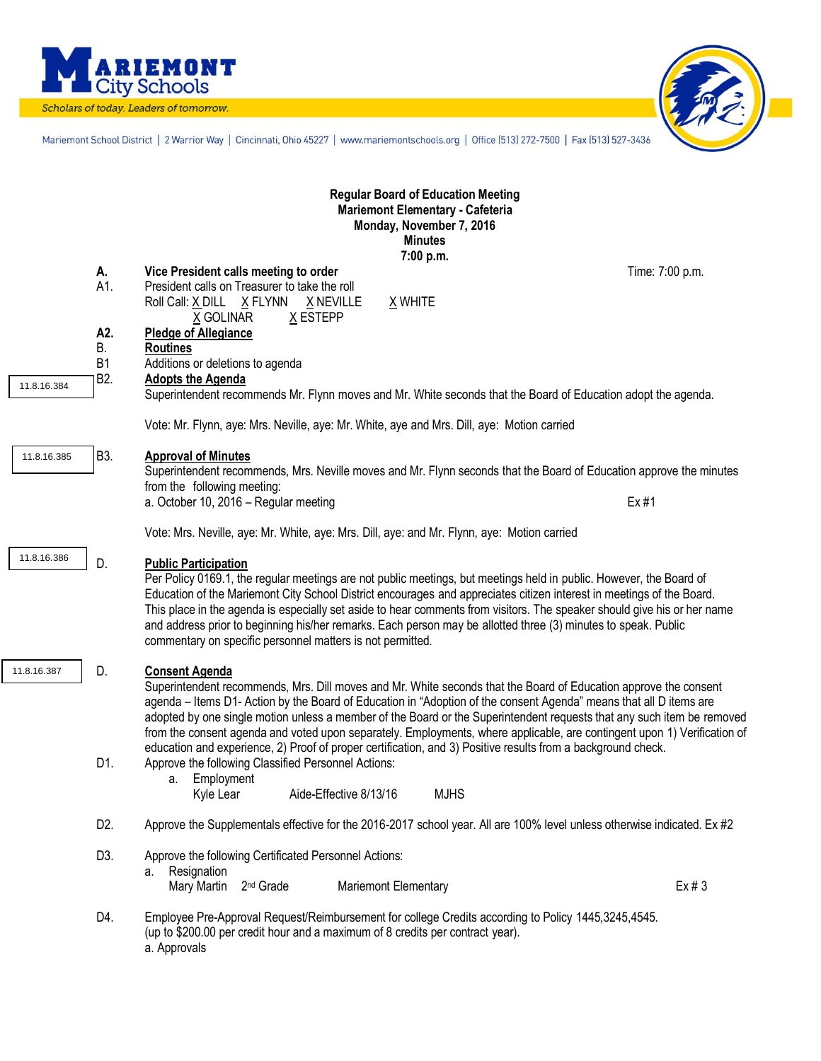**MARIEMONT City Schools**

*Scholars of today. Leaders of tomorrow.*

Mariemont School District | 2 Warrior Way | Cincinnati, Ohio 45227 | www.mariemontschools.org | Office (513) 272-7500 | Fax (513) 527-3436

**Regular Board of Education Meeting**
**Mariemont Elementary - Cafeteria**
**Monday, November 7, 2016**
**Minutes**
**7:00 p.m.**

**A. Vice President calls meeting to order** — Time: 7:00 p.m.

A1. President calls on Treasurer to take the roll

Roll Call: X DILL X FLYNN X NEVILLE X WHITE X GOLINAR X ESTEPP

**A2. Pledge of Allegiance**

B. **Routines**

B1 Additions or deletions to agenda

11.8.16.384 — B2. **Adopts the Agenda**

Superintendent recommends Mr. Flynn moves and Mr. White seconds that the Board of Education adopt the agenda.

Vote: Mr. Flynn, aye: Mrs. Neville, aye: Mr. White, aye and Mrs. Dill, aye: Motion carried

11.8.16.385 — B3. **Approval of Minutes**

Superintendent recommends, Mrs. Neville moves and Mr. Flynn seconds that the Board of Education approve the minutes from the following meeting:

a. October 10, 2016 – Regular meeting — Ex #1

Vote: Mrs. Neville, aye: Mr. White, aye: Mrs. Dill, aye: and Mr. Flynn, aye: Motion carried

11.8.16.386 — D. **Public Participation**

Per Policy 0169.1, the regular meetings are not public meetings, but meetings held in public. However, the Board of Education of the Mariemont City School District encourages and appreciates citizen interest in meetings of the Board. This place in the agenda is especially set aside to hear comments from visitors. The speaker should give his or her name and address prior to beginning his/her remarks. Each person may be allotted three (3) minutes to speak. Public commentary on specific personnel matters is not permitted.

11.8.16.387 — D. **Consent Agenda**

Superintendent recommends, Mrs. Dill moves and Mr. White seconds that the Board of Education approve the consent agenda – Items D1- Action by the Board of Education in "Adoption of the consent Agenda" means that all D items are adopted by one single motion unless a member of the Board or the Superintendent requests that any such item be removed from the consent agenda and voted upon separately. Employments, where applicable, are contingent upon 1) Verification of education and experience, 2) Proof of proper certification, and 3) Positive results from a background check.

D1. Approve the following Classified Personnel Actions:

a. Employment

| Kyle Lear | Aide-Effective 8/13/16 | MJHS |
|---|---|---|

D2. Approve the Supplementals effective for the 2016-2017 school year. All are 100% level unless otherwise indicated. Ex #2

D3. Approve the following Certificated Personnel Actions:

a. Resignation

| Mary Martin | 2nd Grade | Mariemont Elementary | Ex # 3 |
|---|---|---|---|

D4. Employee Pre-Approval Request/Reimbursement for college Credits according to Policy 1445,3245,4545. (up to $200.00 per credit hour and a maximum of 8 credits per contract year).

a. Approvals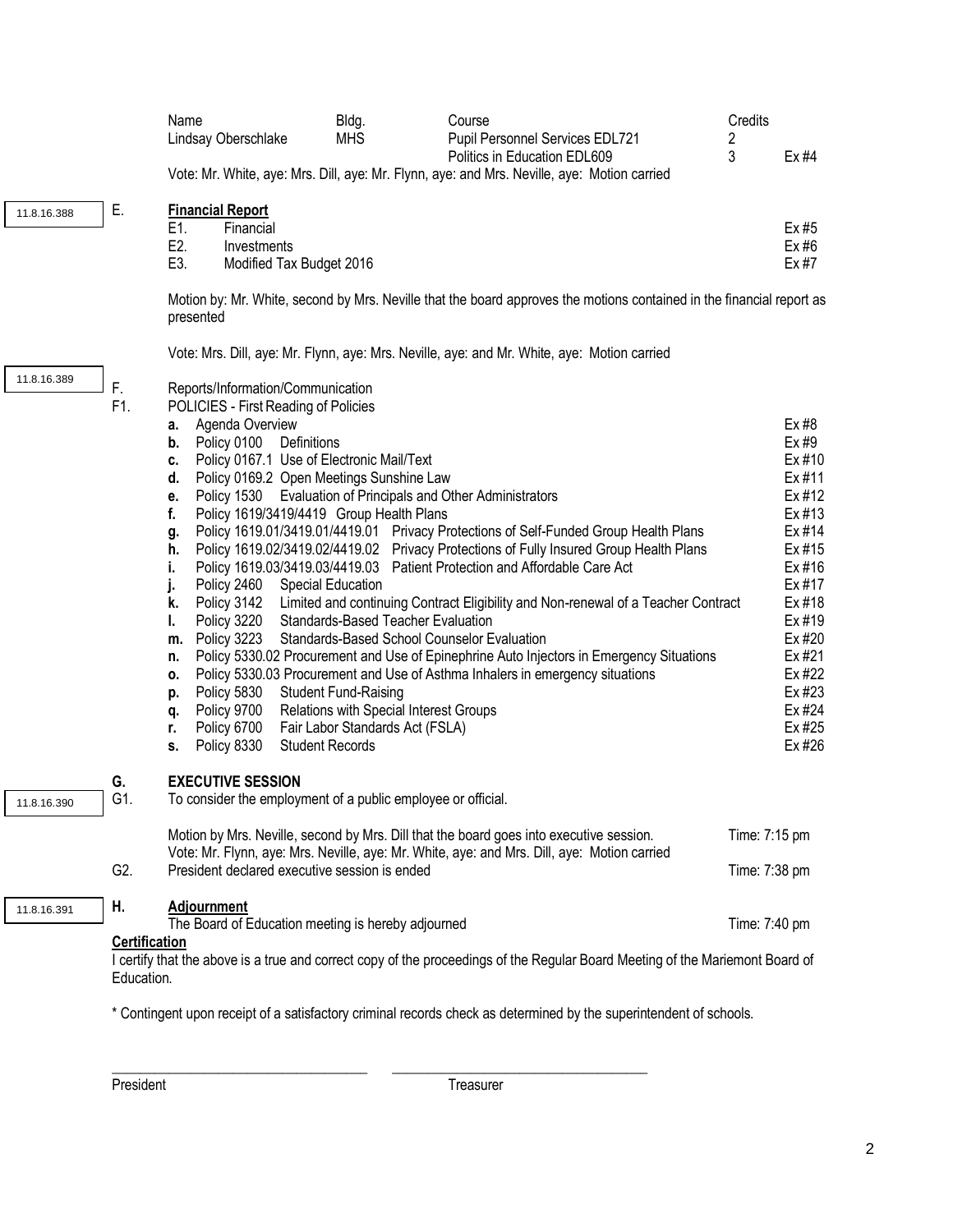| Name | Bldg. | Course | Credits | |
|---|---|---|---|---|
| Lindsay Oberschlake | MHS | Pupil Personnel Services EDL721 | 2 | |
| | | Politics in Education EDL609 | 3 | Ex #4 |

Vote: Mr. White, aye: Mrs. Dill, aye: Mr. Flynn, aye: and Mrs. Neville, aye: Motion carried

11.8.16.388

E. **Financial Report**

| | | |
|---|---|---|
| E1. | Financial | Ex #5 |
| E2. | Investments | Ex #6 |
| E3. | Modified Tax Budget 2016 | Ex #7 |

Motion by: Mr. White, second by Mrs. Neville that the board approves the motions contained in the financial report as presented

Vote: Mrs. Dill, aye: Mr. Flynn, aye: Mrs. Neville, aye: and Mr. White, aye: Motion carried

11.8.16.389

F. Reports/Information/Communication

F1. POLICIES - First Reading of Policies

| | | |
|---|---|---|
| **a.** | Agenda Overview | Ex #8 |
| **b.** | Policy 0100 Definitions | Ex #9 |
| **c.** | Policy 0167.1 Use of Electronic Mail/Text | Ex #10 |
| **d.** | Policy 0169.2 Open Meetings Sunshine Law | Ex #11 |
| **e.** | Policy 1530 Evaluation of Principals and Other Administrators | Ex #12 |
| **f.** | Policy 1619/3419/4419 Group Health Plans | Ex #13 |
| **g.** | Policy 1619.01/3419.01/4419.01 Privacy Protections of Self-Funded Group Health Plans | Ex #14 |
| **h.** | Policy 1619.02/3419.02/4419.02 Privacy Protections of Fully Insured Group Health Plans | Ex #15 |
| **i.** | Policy 1619.03/3419.03/4419.03 Patient Protection and Affordable Care Act | Ex #16 |
| **j.** | Policy 2460 Special Education | Ex #17 |
| **k.** | Policy 3142 Limited and continuing Contract Eligibility and Non-renewal of a Teacher Contract | Ex #18 |
| **l.** | Policy 3220 Standards-Based Teacher Evaluation | Ex #19 |
| **m.** | Policy 3223 Standards-Based School Counselor Evaluation | Ex #20 |
| **n.** | Policy 5330.02 Procurement and Use of Epinephrine Auto Injectors in Emergency Situations | Ex #21 |
| **o.** | Policy 5330.03 Procurement and Use of Asthma Inhalers in emergency situations | Ex #22 |
| **p.** | Policy 5830 Student Fund-Raising | Ex #23 |
| **q.** | Policy 9700 Relations with Special Interest Groups | Ex #24 |
| **r.** | Policy 6700 Fair Labor Standards Act (FSLA) | Ex #25 |
| **s.** | Policy 8330 Student Records | Ex #26 |

**G. EXECUTIVE SESSION**

11.8.16.390

G1. To consider the employment of a public employee or official.

Motion by Mrs. Neville, second by Mrs. Dill that the board goes into executive session. Time: 7:15 pm

Vote: Mr. Flynn, aye: Mrs. Neville, aye: Mr. White, aye: and Mrs. Dill, aye: Motion carried

G2. President declared executive session is ended Time: 7:38 pm

11.8.16.391

**H. Adjournment**

The Board of Education meeting is hereby adjourned Time: 7:40 pm

**Certification**

I certify that the above is a true and correct copy of the proceedings of the Regular Board Meeting of the Mariemont Board of Education.

\* Contingent upon receipt of a satisfactory criminal records check as determined by the superintendent of schools.

\_\_\_\_\_\_\_\_\_\_\_\_\_\_\_\_\_\_\_\_\_\_\_\_\_\_\_\_\_\_\_\_\_\_\_ \_\_\_\_\_\_\_\_\_\_\_\_\_\_\_\_\_\_\_\_\_\_\_\_\_\_\_\_\_\_\_\_\_\_\_

President Treasurer